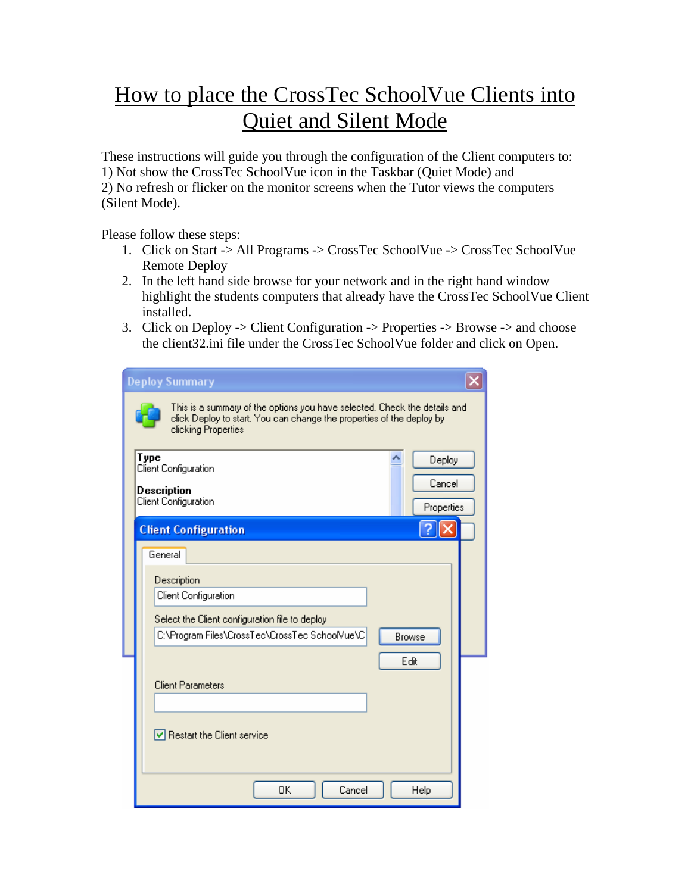# How to place the CrossTec SchoolVue Clients into Quiet and Silent Mode

These instructions will guide you through the configuration of the Client computers to:
1) Not show the CrossTec SchoolVue icon in the Taskbar (Quiet Mode) and
2) No refresh or flicker on the monitor screens when the Tutor views the computers (Silent Mode).

Please follow these steps:

1. Click on Start -> All Programs -> CrossTec SchoolVue -> CrossTec SchoolVue Remote Deploy
2. In the left hand side browse for your network and in the right hand window highlight the students computers that already have the CrossTec SchoolVue Client installed.
3. Click on Deploy -> Client Configuration -> Properties -> Browse -> and choose the client32.ini file under the CrossTec SchoolVue folder and click on Open.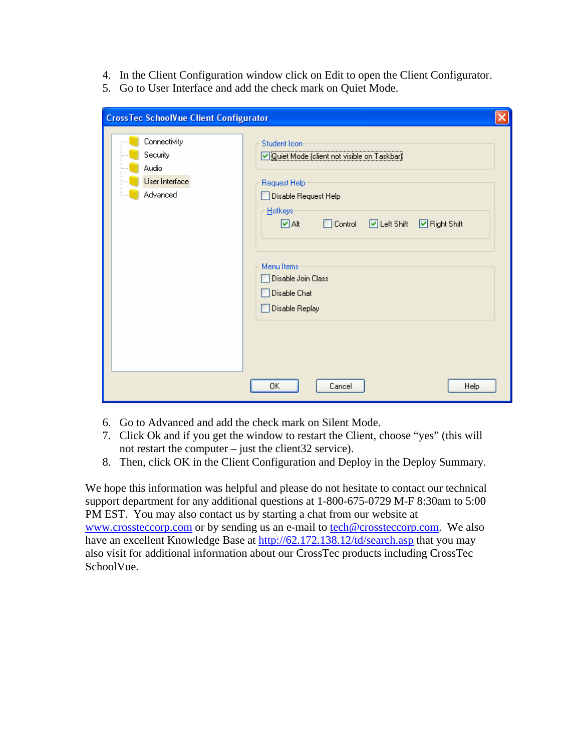4. In the Client Configuration window click on Edit to open the Client Configurator.
5. Go to User Interface and add the check mark on Quiet Mode.

CrossTec SchoolVue Client Configurator

Connectivity
Security
Audio
User Interface
Advanced

Student Icon
☑ Quiet Mode (client not visible on Taskbar)

Request Help
☐ Disable Request Help

Hotkeys
☑ Alt ☐ Control ☑ Left Shift ☑ Right Shift

Menu Items
☐ Disable Join Class
☐ Disable Chat
☐ Disable Replay

OK Cancel Help

6. Go to Advanced and add the check mark on Silent Mode.
7. Click Ok and if you get the window to restart the Client, choose "yes" (this will not restart the computer – just the client32 service).
8. Then, click OK in the Client Configuration and Deploy in the Deploy Summary.

We hope this information was helpful and please do not hesitate to contact our technical support department for any additional questions at 1-800-675-0729 M-F 8:30am to 5:00 PM EST. You may also contact us by starting a chat from our website at [www.crossteccorp.com](http://www.crossteccorp.com) or by sending us an e-mail to [tech@crossteccorp.com](mailto:tech@crossteccorp.com). We also have an excellent Knowledge Base at [http://62.172.138.12/td/search.asp](http://62.172.138.12/td/search.asp) that you may also visit for additional information about our CrossTec products including CrossTec SchoolVue.